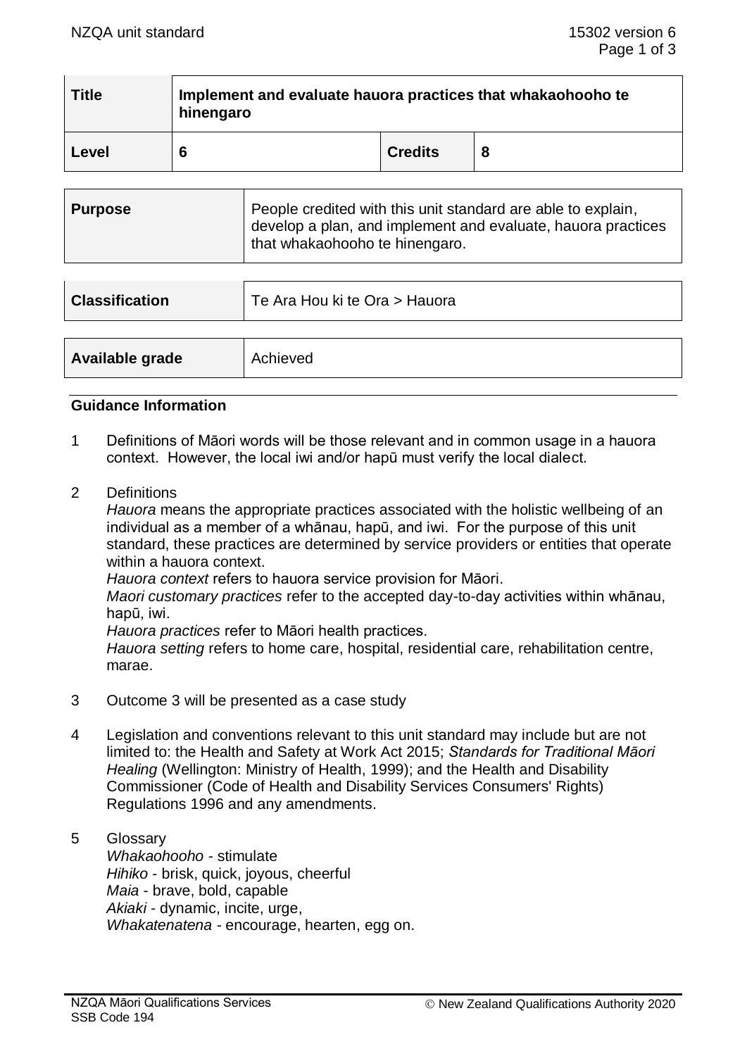| Title | Implement and evaluate hauora practices that whakaohooho te hinengaro | | |
|---|---|---|---|
| Level | 6 | Credits | 8 |

| Purpose | People credited with this unit standard are able to explain, develop a plan, and implement and evaluate, hauora practices that whakaohooho te hinengaro. |
|---|---|

| Classification | Te Ara Hou ki te Ora > Hauora |
|---|---|

| Available grade | Achieved |
|---|---|

## Guidance Information

1. Definitions of Māori words will be those relevant and in common usage in a hauora context. However, the local iwi and/or hapū must verify the local dialect.

2. Definitions
   *Hauora* means the appropriate practices associated with the holistic wellbeing of an individual as a member of a whānau, hapū, and iwi. For the purpose of this unit standard, these practices are determined by service providers or entities that operate within a hauora context.
   *Hauora context* refers to hauora service provision for Māori.
   *Maori customary practices* refer to the accepted day-to-day activities within whānau, hapū, iwi.
   *Hauora practices* refer to Māori health practices.
   *Hauora setting* refers to home care, hospital, residential care, rehabilitation centre, marae.

3. Outcome 3 will be presented as a case study

4. Legislation and conventions relevant to this unit standard may include but are not limited to: the Health and Safety at Work Act 2015; *Standards for Traditional Māori Healing* (Wellington: Ministry of Health, 1999); and the Health and Disability Commissioner (Code of Health and Disability Services Consumers' Rights) Regulations 1996 and any amendments.

5. Glossary
   *Whakaohooho* - stimulate
   *Hihiko* - brisk, quick, joyous, cheerful
   *Maia* - brave, bold, capable
   *Akiaki* - dynamic, incite, urge,
   *Whakatenatena* - encourage, hearten, egg on.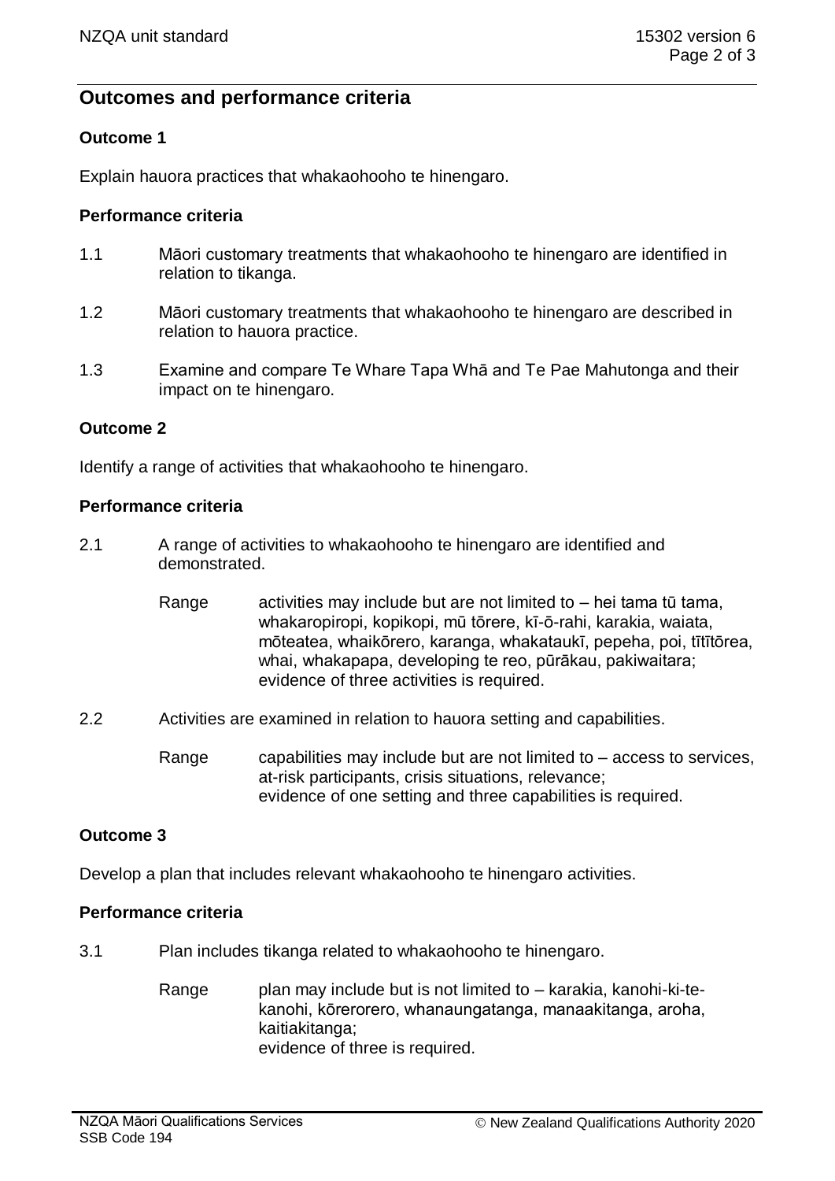## Outcomes and performance criteria

### Outcome 1

Explain hauora practices that whakaohooho te hinengaro.

#### Performance criteria

1.1 Māori customary treatments that whakaohooho te hinengaro are identified in relation to tikanga.

1.2 Māori customary treatments that whakaohooho te hinengaro are described in relation to hauora practice.

1.3 Examine and compare Te Whare Tapa Whā and Te Pae Mahutonga and their impact on te hinengaro.

### Outcome 2

Identify a range of activities that whakaohooho te hinengaro.

#### Performance criteria

2.1 A range of activities to whakaohooho te hinengaro are identified and demonstrated.

Range activities may include but are not limited to – hei tama tū tama, whakaropiropi, kopikopi, mū tōrere, kī-ō-rahi, karakia, waiata, mōteatea, whaikōrero, karanga, whakataukī, pepeha, poi, tītītōrea, whai, whakapapa, developing te reo, pūrākau, pakiwaitara; evidence of three activities is required.

2.2 Activities are examined in relation to hauora setting and capabilities.

Range capabilities may include but are not limited to – access to services, at-risk participants, crisis situations, relevance; evidence of one setting and three capabilities is required.

### Outcome 3

Develop a plan that includes relevant whakaohooho te hinengaro activities.

#### Performance criteria

3.1 Plan includes tikanga related to whakaohooho te hinengaro.

Range plan may include but is not limited to – karakia, kanohi-ki-te-kanohi, kōrerorero, whanaungatanga, manaakitanga, aroha, kaitiakitanga; evidence of three is required.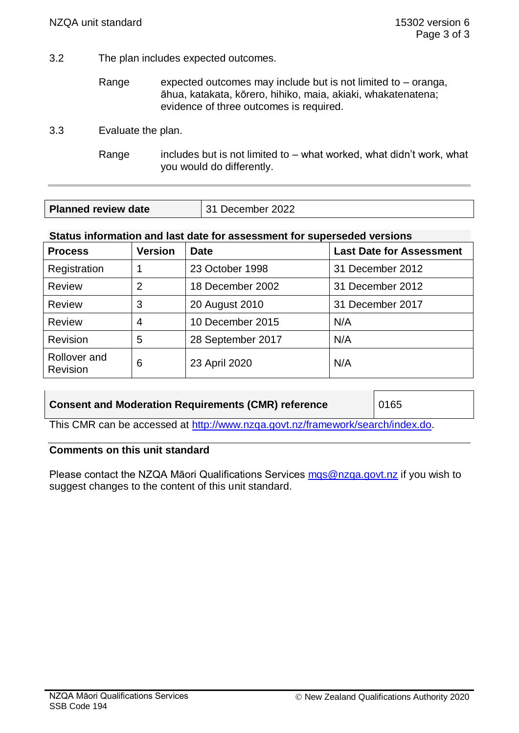3.2 The plan includes expected outcomes.

Range expected outcomes may include but is not limited to – oranga, āhua, katakata, kōrero, hihiko, maia, akiaki, whakatenatena; evidence of three outcomes is required.

3.3 Evaluate the plan.

Range includes but is not limited to – what worked, what didn't work, what you would do differently.

---

| | |
|---|---|
| **Planned review date** | 31 December 2022 |

**Status information and last date for assessment for superseded versions**

| Process | Version | Date | Last Date for Assessment |
|---|---|---|---|
| Registration | 1 | 23 October 1998 | 31 December 2012 |
| Review | 2 | 18 December 2002 | 31 December 2012 |
| Review | 3 | 20 August 2010 | 31 December 2017 |
| Review | 4 | 10 December 2015 | N/A |
| Revision | 5 | 28 September 2017 | N/A |
| Rollover and Revision | 6 | 23 April 2020 | N/A |

| | |
|---|---|
| **Consent and Moderation Requirements (CMR) reference** | 0165 |

This CMR can be accessed at http://www.nzqa.govt.nz/framework/search/index.do.

**Comments on this unit standard**

Please contact the NZQA Māori Qualifications Services mqs@nzqa.govt.nz if you wish to suggest changes to the content of this unit standard.